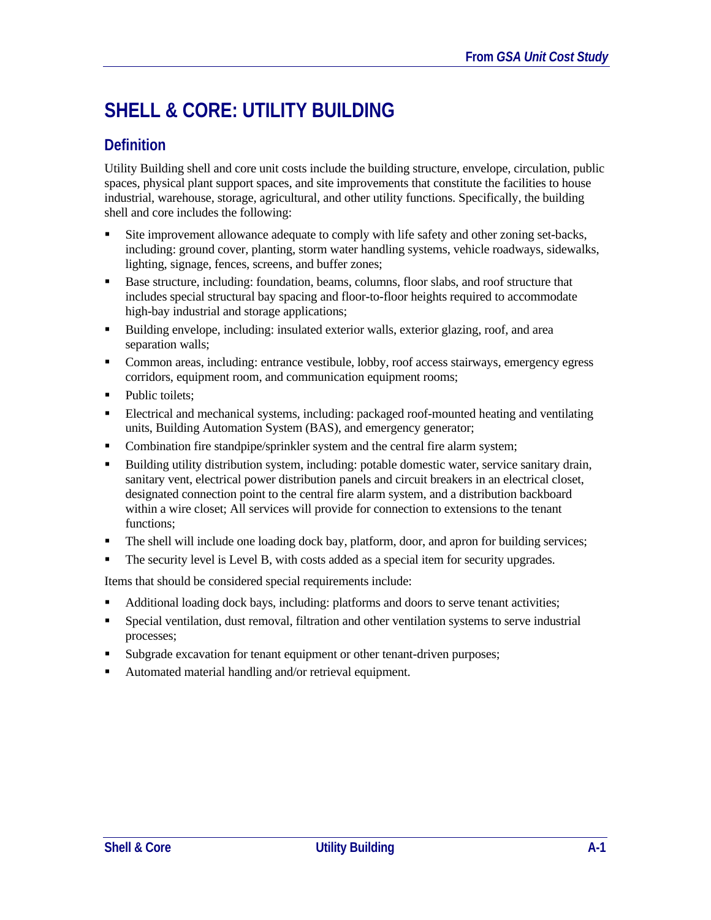# SHELL & CORE: UTILITY BUILDING

## Definition

Utility Building shell and core unit costs include the building structure, envelope, circulation, public spaces, physical plant support spaces, and site improvements that constitute the facilities to house industrial, warehouse, storage, agricultural, and other utility functions. Specifically, the building shell and core includes the following:

- Site improvement allowance adequate to comply with life safety and other zoning set-backs, including: ground cover, planting, storm water handling systems, vehicle roadways, sidewalks, lighting, signage, fences, screens, and buffer zones;
- Base structure, including: foundation, beams, columns, floor slabs, and roof structure that includes special structural bay spacing and floor-to-floor heights required to accommodate high-bay industrial and storage applications;
- Building envelope, including: insulated exterior walls, exterior glazing, roof, and area separation walls;
- Common areas, including: entrance vestibule, lobby, roof access stairways, emergency egress corridors, equipment room, and communication equipment rooms;
- Public toilets;
- Electrical and mechanical systems, including: packaged roof-mounted heating and ventilating units, Building Automation System (BAS), and emergency generator;
- Combination fire standpipe/sprinkler system and the central fire alarm system;
- Building utility distribution system, including: potable domestic water, service sanitary drain, sanitary vent, electrical power distribution panels and circuit breakers in an electrical closet, designated connection point to the central fire alarm system, and a distribution backboard within a wire closet; All services will provide for connection to extensions to the tenant functions;
- The shell will include one loading dock bay, platform, door, and apron for building services;
- The security level is Level B, with costs added as a special item for security upgrades.

Items that should be considered special requirements include:

- Additional loading dock bays, including: platforms and doors to serve tenant activities;
- Special ventilation, dust removal, filtration and other ventilation systems to serve industrial processes;
- Subgrade excavation for tenant equipment or other tenant-driven purposes;
- Automated material handling and/or retrieval equipment.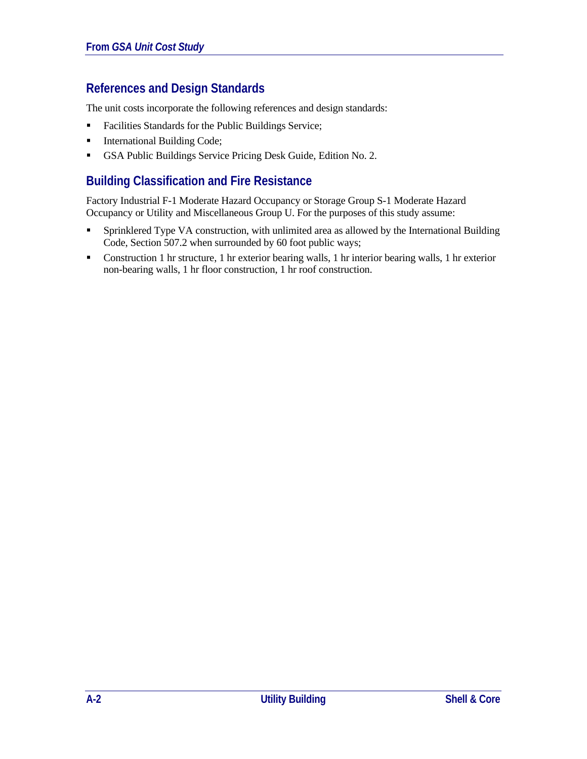## References and Design Standards

The unit costs incorporate the following references and design standards:

- Facilities Standards for the Public Buildings Service;
- International Building Code;
- GSA Public Buildings Service Pricing Desk Guide, Edition No. 2.

## Building Classification and Fire Resistance

Factory Industrial F-1 Moderate Hazard Occupancy or Storage Group S-1 Moderate Hazard Occupancy or Utility and Miscellaneous Group U. For the purposes of this study assume:

- Sprinklered Type VA construction, with unlimited area as allowed by the International Building Code, Section 507.2 when surrounded by 60 foot public ways;
- Construction 1 hr structure, 1 hr exterior bearing walls, 1 hr interior bearing walls, 1 hr exterior non-bearing walls, 1 hr floor construction, 1 hr roof construction.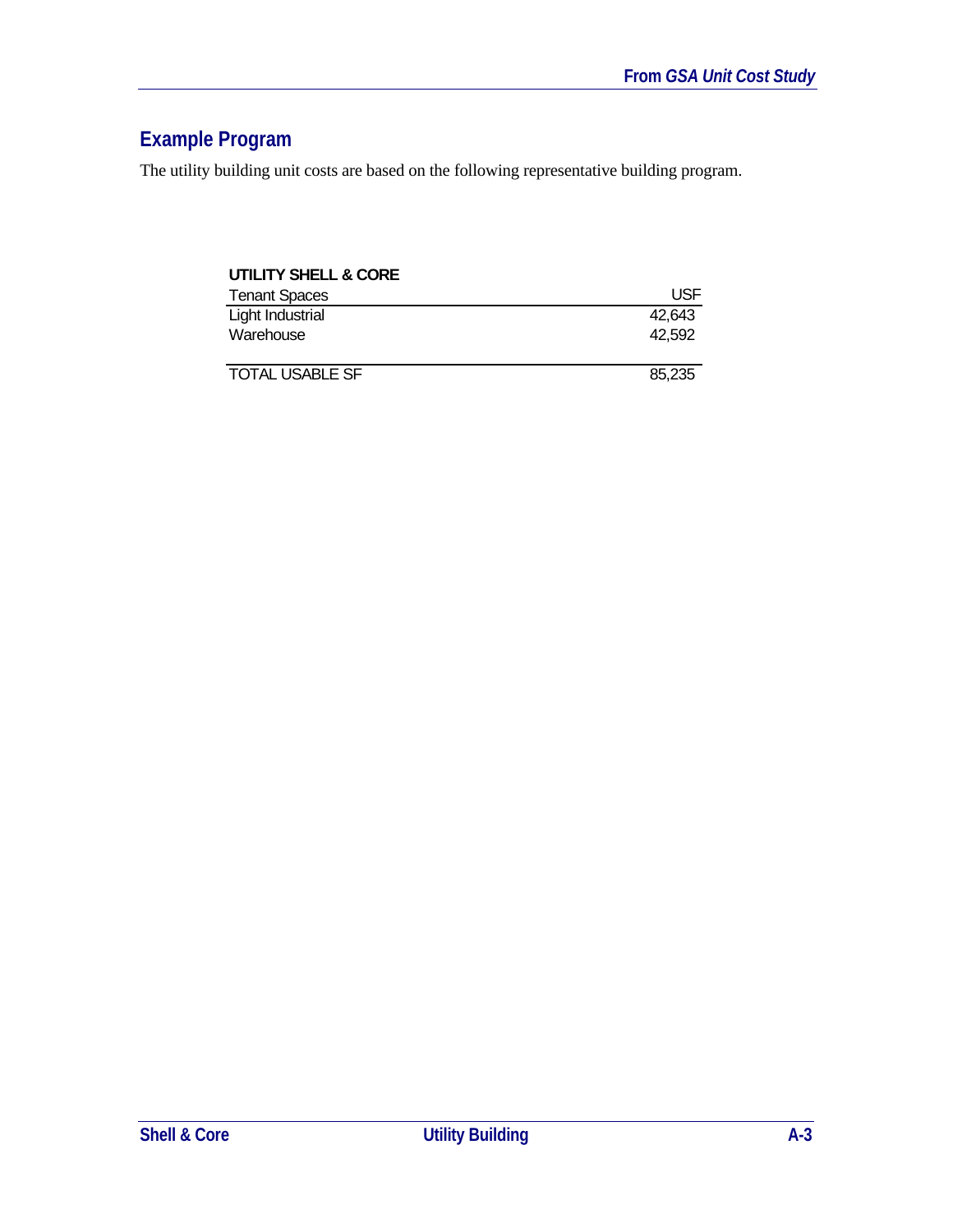## Example Program

The utility building unit costs are based on the following representative building program.

**UTILITY SHELL & CORE**

| Tenant Spaces | USF |
|---|---|
| Light Industrial | 42,643 |
| Warehouse | 42,592 |
| TOTAL USABLE SF | 85,235 |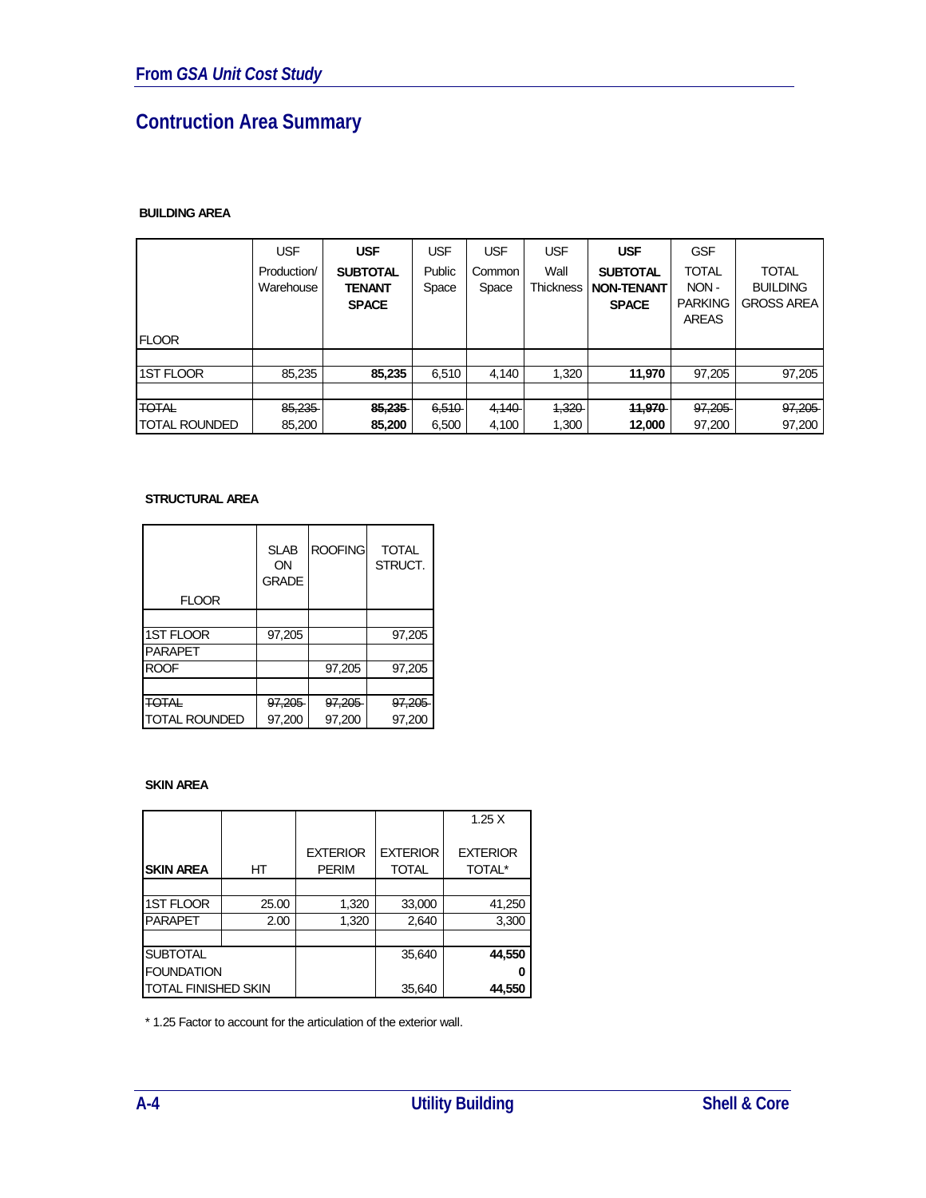*From GSA Unit Cost Study*

# Contruction Area Summary

**BUILDING AREA**

| FLOOR | USF Production/ Warehouse | **USF SUBTOTAL TENANT SPACE** | USF Public Space | USF Common Space | USF Wall Thickness | **USF SUBTOTAL NON-TENANT SPACE** | GSF TOTAL NON - PARKING AREAS | TOTAL BUILDING GROSS AREA |
|---|---|---|---|---|---|---|---|---|
| | | | | | | | | |
| 1ST FLOOR | 85,235 | **85,235** | 6,510 | 4,140 | 1,320 | **11,970** | 97,205 | 97,205 |
| | | | | | | | | |
| ~~TOTAL~~ | ~~85,235~~ | ~~**85,235**~~ | ~~6,510~~ | ~~4,140~~ | ~~1,320~~ | ~~**11,970**~~ | ~~97,205~~ | ~~97,205~~ |
| TOTAL ROUNDED | 85,200 | **85,200** | 6,500 | 4,100 | 1,300 | **12,000** | 97,200 | 97,200 |

**STRUCTURAL AREA**

| FLOOR | SLAB ON GRADE | ROOFING | TOTAL STRUCT. |
|---|---|---|---|
| | | | |
| 1ST FLOOR | 97,205 | | 97,205 |
| PARAPET | | | |
| ROOF | | 97,205 | 97,205 |
| | | | |
| ~~TOTAL~~ | ~~97,205~~ | ~~97,205~~ | ~~97,205~~ |
| TOTAL ROUNDED | 97,200 | 97,200 | 97,200 |

**SKIN AREA**

| **SKIN AREA** | HT | EXTERIOR PERIM | EXTERIOR TOTAL | 1.25 X EXTERIOR TOTAL* |
|---|---|---|---|---|
| | | | | |
| 1ST FLOOR | 25.00 | 1,320 | 33,000 | 41,250 |
| PARAPET | 2.00 | 1,320 | 2,640 | 3,300 |
| | | | | |
| SUBTOTAL | | | 35,640 | **44,550** |
| FOUNDATION | | | | **0** |
| TOTAL FINISHED SKIN | | | 35,640 | **44,550** |

\* 1.25 Factor to account for the articulation of the exterior wall.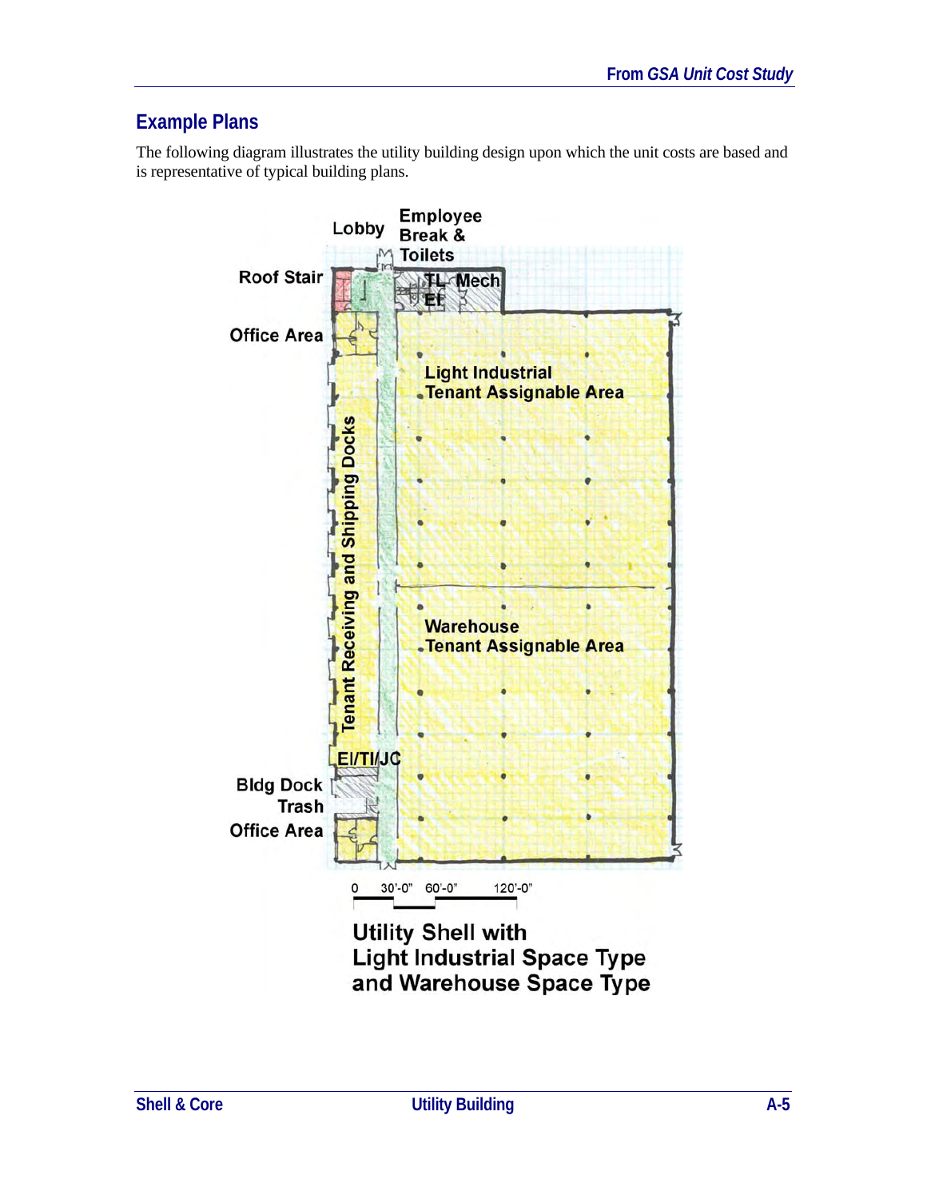## Example Plans

The following diagram illustrates the utility building design upon which the unit costs are based and is representative of typical building plans.

Lobby

Employee Break & Toilets

Roof Stair

TL Mech

El

Office Area

Light Industrial Tenant Assignable Area

Tenant Receiving and Shipping Docks

Warehouse Tenant Assignable Area

El/TI/JC

Bldg Dock Trash

Office Area

0 30'-0" 60'-0" 120'-0"

**Utility Shell with Light Industrial Space Type and Warehouse Space Type**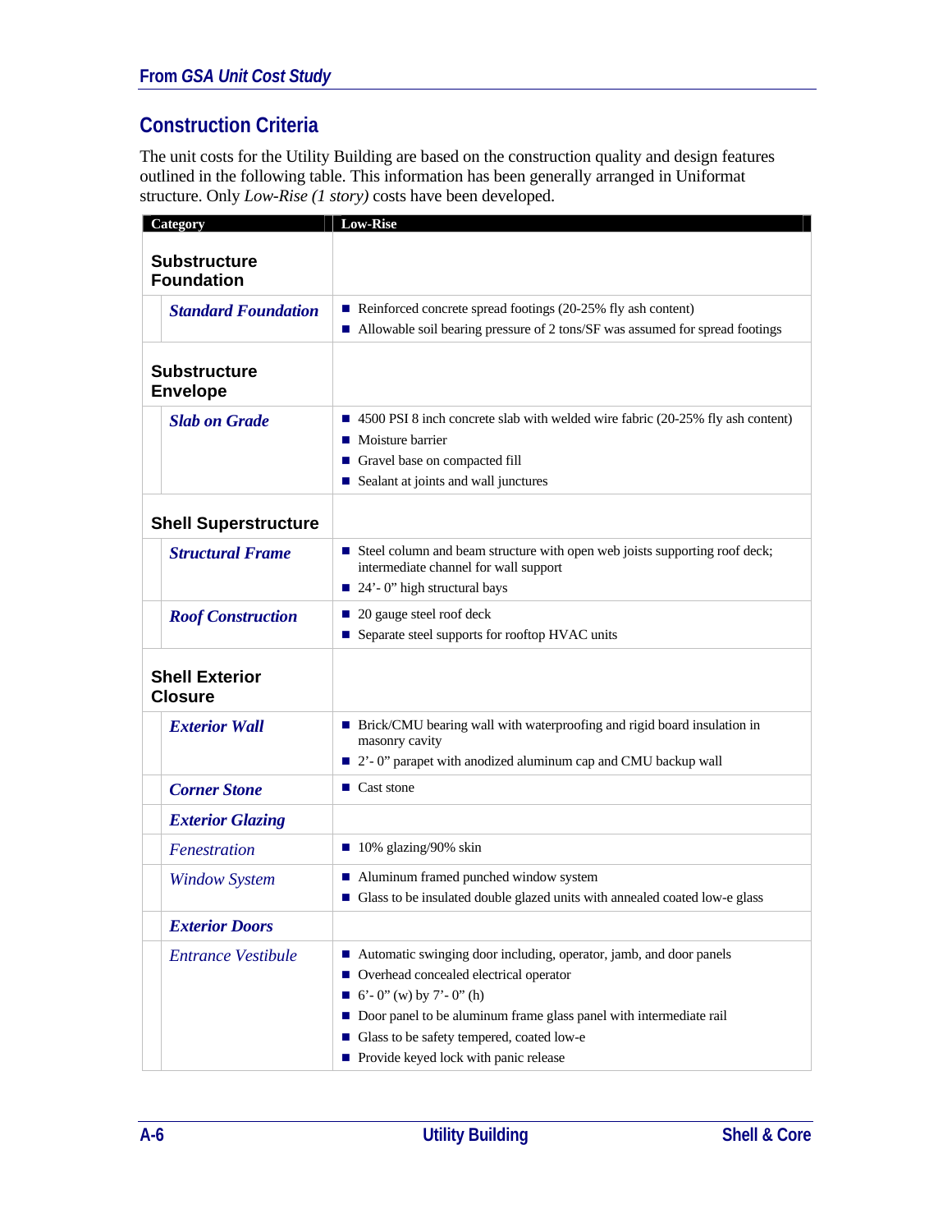## Construction Criteria

The unit costs for the Utility Building are based on the construction quality and design features outlined in the following table. This information has been generally arranged in Uniformat structure. Only *Low-Rise (1 story)* costs have been developed.

| Category | Low-Rise |
|---|---|
| **Substructure Foundation** | |
| ***Standard Foundation*** | ■ Reinforced concrete spread footings (20-25% fly ash content)<br>■ Allowable soil bearing pressure of 2 tons/SF was assumed for spread footings |
| **Substructure Envelope** | |
| ***Slab on Grade*** | ■ 4500 PSI 8 inch concrete slab with welded wire fabric (20-25% fly ash content)<br>■ Moisture barrier<br>■ Gravel base on compacted fill<br>■ Sealant at joints and wall junctures |
| **Shell Superstructure** | |
| ***Structural Frame*** | ■ Steel column and beam structure with open web joists supporting roof deck; intermediate channel for wall support<br>■ 24'- 0" high structural bays |
| ***Roof Construction*** | ■ 20 gauge steel roof deck<br>■ Separate steel supports for rooftop HVAC units |
| **Shell Exterior Closure** | |
| ***Exterior Wall*** | ■ Brick/CMU bearing wall with waterproofing and rigid board insulation in masonry cavity<br>■ 2'- 0" parapet with anodized aluminum cap and CMU backup wall |
| ***Corner Stone*** | ■ Cast stone |
| ***Exterior Glazing*** | |
| *Fenestration* | ■ 10% glazing/90% skin |
| *Window System* | ■ Aluminum framed punched window system<br>■ Glass to be insulated double glazed units with annealed coated low-e glass |
| ***Exterior Doors*** | |
| *Entrance Vestibule* | ■ Automatic swinging door including, operator, jamb, and door panels<br>■ Overhead concealed electrical operator<br>■ 6'- 0" (w) by 7'- 0" (h)<br>■ Door panel to be aluminum frame glass panel with intermediate rail<br>■ Glass to be safety tempered, coated low-e<br>■ Provide keyed lock with panic release |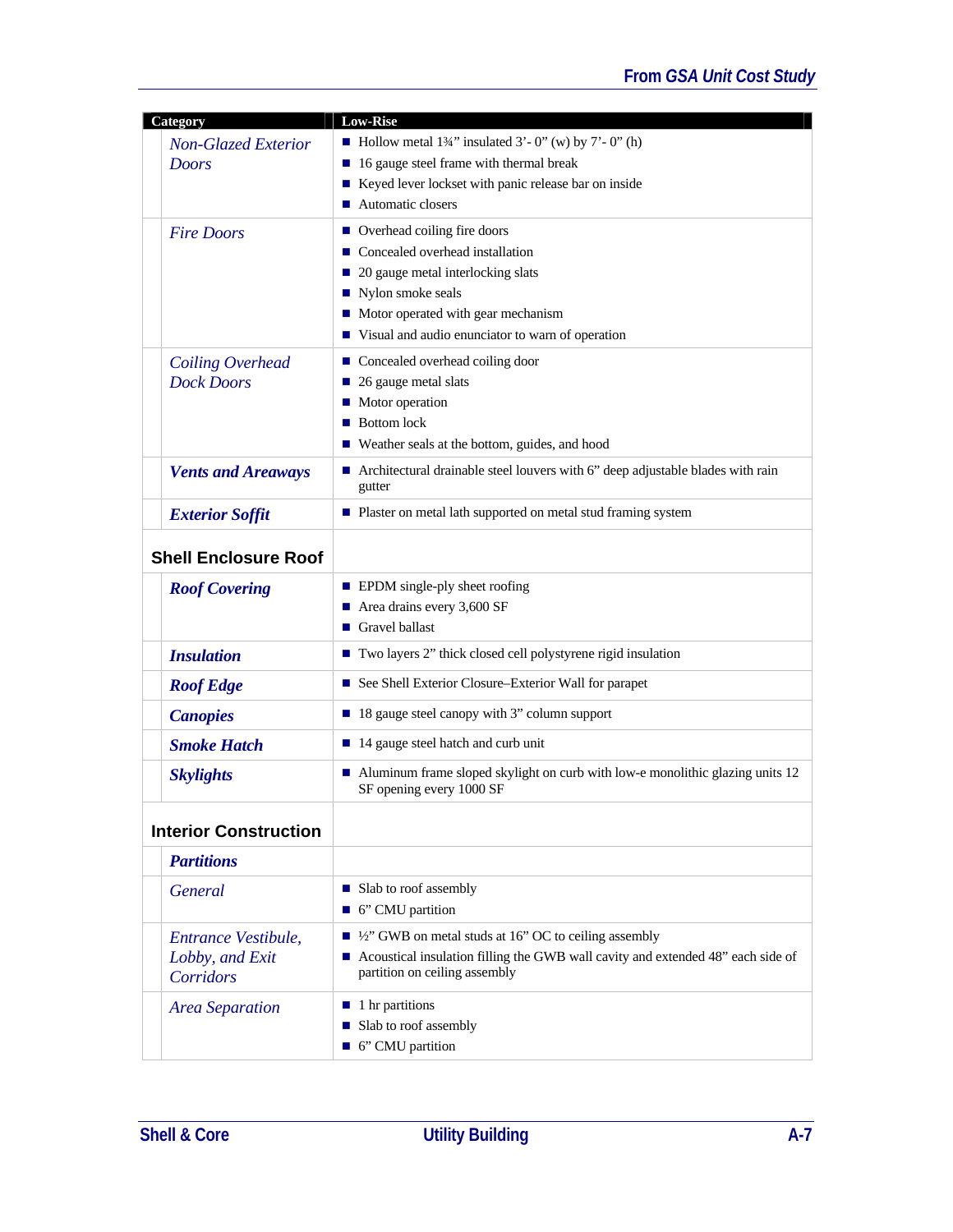| Category | Low-Rise |
|---|---|
| *Non-Glazed Exterior Doors* | ■ Hollow metal 1¾” insulated 3’- 0” (w) by 7’- 0” (h)<br>■ 16 gauge steel frame with thermal break<br>■ Keyed lever lockset with panic release bar on inside<br>■ Automatic closers |
| *Fire Doors* | ■ Overhead coiling fire doors<br>■ Concealed overhead installation<br>■ 20 gauge metal interlocking slats<br>■ Nylon smoke seals<br>■ Motor operated with gear mechanism<br>■ Visual and audio enunciator to warn of operation |
| *Coiling Overhead Dock Doors* | ■ Concealed overhead coiling door<br>■ 26 gauge metal slats<br>■ Motor operation<br>■ Bottom lock<br>■ Weather seals at the bottom, guides, and hood |
| ***Vents and Areaways*** | ■ Architectural drainable steel louvers with 6” deep adjustable blades with rain gutter |
| ***Exterior Soffit*** | ■ Plaster on metal lath supported on metal stud framing system |
| **Shell Enclosure Roof** | |
| ***Roof Covering*** | ■ EPDM single-ply sheet roofing<br>■ Area drains every 3,600 SF<br>■ Gravel ballast |
| ***Insulation*** | ■ Two layers 2” thick closed cell polystyrene rigid insulation |
| ***Roof Edge*** | ■ See Shell Exterior Closure–Exterior Wall for parapet |
| ***Canopies*** | ■ 18 gauge steel canopy with 3” column support |
| ***Smoke Hatch*** | ■ 14 gauge steel hatch and curb unit |
| ***Skylights*** | ■ Aluminum frame sloped skylight on curb with low-e monolithic glazing units 12 SF opening every 1000 SF |
| **Interior Construction** | |
| ***Partitions*** | |
| *General* | ■ Slab to roof assembly<br>■ 6” CMU partition |
| *Entrance Vestibule, Lobby, and Exit Corridors* | ■ ½” GWB on metal studs at 16” OC to ceiling assembly<br>■ Acoustical insulation filling the GWB wall cavity and extended 48” each side of partition on ceiling assembly |
| *Area Separation* | ■ 1 hr partitions<br>■ Slab to roof assembly<br>■ 6” CMU partition |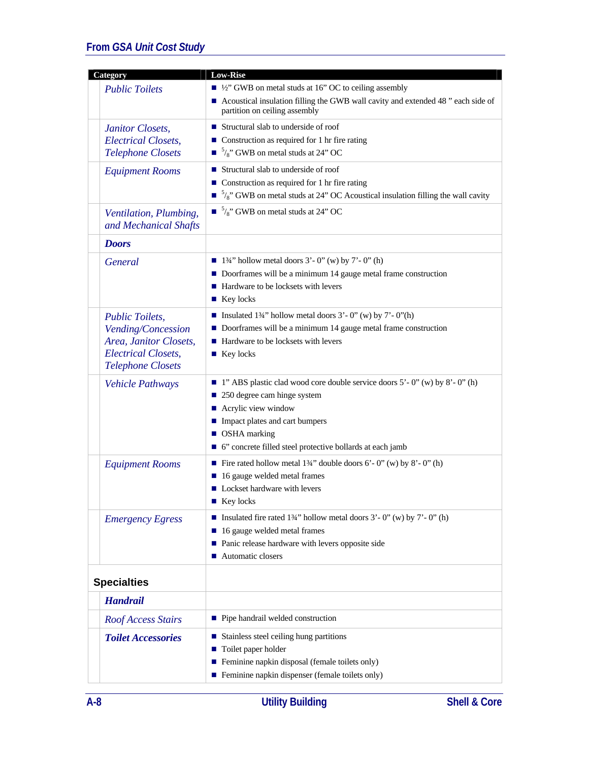## From *GSA Unit Cost Study*

| Category | Low-Rise |
|---|---|
| *Public Toilets* | ■ ½" GWB on metal studs at 16" OC to ceiling assembly<br>■ Acoustical insulation filling the GWB wall cavity and extended 48 " each side of partition on ceiling assembly |
| *Janitor Closets, Electrical Closets, Telephone Closets* | ■ Structural slab to underside of roof<br>■ Construction as required for 1 hr fire rating<br>■ 5/8" GWB on metal studs at 24" OC |
| *Equipment Rooms* | ■ Structural slab to underside of roof<br>■ Construction as required for 1 hr fire rating<br>■ 5/8" GWB on metal studs at 24" OC Acoustical insulation filling the wall cavity |
| *Ventilation, Plumbing, and Mechanical Shafts* | ■ 5/8" GWB on metal studs at 24" OC |
| ***Doors*** | |
| *General* | ■ 1¾" hollow metal doors 3'- 0" (w) by 7'- 0" (h)<br>■ Doorframes will be a minimum 14 gauge metal frame construction<br>■ Hardware to be locksets with levers<br>■ Key locks |
| *Public Toilets, Vending/Concession Area, Janitor Closets, Electrical Closets, Telephone Closets* | ■ Insulated 1¾" hollow metal doors 3'- 0" (w) by 7'- 0"(h)<br>■ Doorframes will be a minimum 14 gauge metal frame construction<br>■ Hardware to be locksets with levers<br>■ Key locks |
| *Vehicle Pathways* | ■ 1" ABS plastic clad wood core double service doors 5'- 0" (w) by 8'- 0" (h)<br>■ 250 degree cam hinge system<br>■ Acrylic view window<br>■ Impact plates and cart bumpers<br>■ OSHA marking<br>■ 6" concrete filled steel protective bollards at each jamb |
| *Equipment Rooms* | ■ Fire rated hollow metal 1¾" double doors 6'- 0" (w) by 8'- 0" (h)<br>■ 16 gauge welded metal frames<br>■ Lockset hardware with levers<br>■ Key locks |
| *Emergency Egress* | ■ Insulated fire rated 1¾" hollow metal doors 3'- 0" (w) by 7'- 0" (h)<br>■ 16 gauge welded metal frames<br>■ Panic release hardware with levers opposite side<br>■ Automatic closers |
| **Specialties** | |
| ***Handrail*** | |
| *Roof Access Stairs* | ■ Pipe handrail welded construction |
| ***Toilet Accessories*** | ■ Stainless steel ceiling hung partitions<br>■ Toilet paper holder<br>■ Feminine napkin disposal (female toilets only)<br>■ Feminine napkin dispenser (female toilets only) |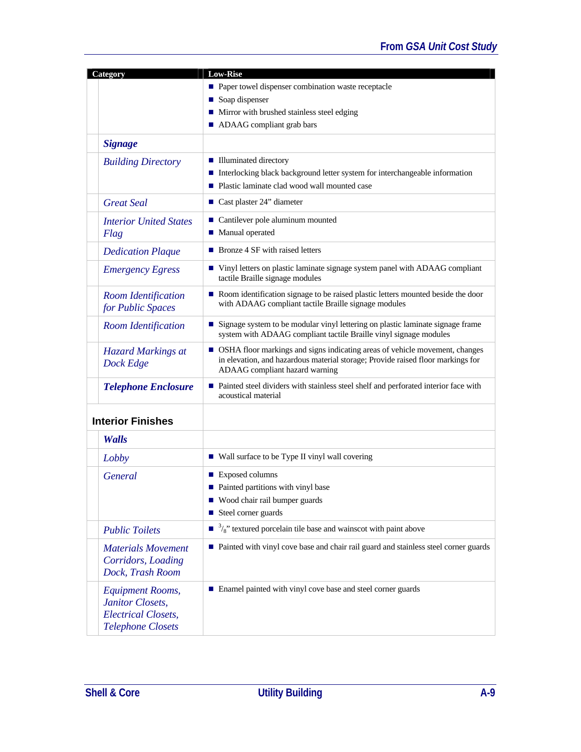| Category | Low-Rise |
|---|---|
| | ■ Paper towel dispenser combination waste receptacle<br>■ Soap dispenser<br>■ Mirror with brushed stainless steel edging<br>■ ADAAG compliant grab bars |
| ***Signage*** | |
| *Building Directory* | ■ Illuminated directory<br>■ Interlocking black background letter system for interchangeable information<br>■ Plastic laminate clad wood wall mounted case |
| *Great Seal* | ■ Cast plaster 24" diameter |
| *Interior United States Flag* | ■ Cantilever pole aluminum mounted<br>■ Manual operated |
| *Dedication Plaque* | ■ Bronze 4 SF with raised letters |
| *Emergency Egress* | ■ Vinyl letters on plastic laminate signage system panel with ADAAG compliant tactile Braille signage modules |
| *Room Identification for Public Spaces* | ■ Room identification signage to be raised plastic letters mounted beside the door with ADAAG compliant tactile Braille signage modules |
| *Room Identification* | ■ Signage system to be modular vinyl lettering on plastic laminate signage frame system with ADAAG compliant tactile Braille vinyl signage modules |
| *Hazard Markings at Dock Edge* | ■ OSHA floor markings and signs indicating areas of vehicle movement, changes in elevation, and hazardous material storage; Provide raised floor markings for ADAAG compliant hazard warning |
| ***Telephone Enclosure*** | ■ Painted steel dividers with stainless steel shelf and perforated interior face with acoustical material |
| **Interior Finishes** | |
| ***Walls*** | |
| *Lobby* | ■ Wall surface to be Type II vinyl wall covering |
| *General* | ■ Exposed columns<br>■ Painted partitions with vinyl base<br>■ Wood chair rail bumper guards<br>■ Steel corner guards |
| *Public Toilets* | ■ $^3/_8$" textured porcelain tile base and wainscot with paint above |
| *Materials Movement Corridors, Loading Dock, Trash Room* | ■ Painted with vinyl cove base and chair rail guard and stainless steel corner guards |
| *Equipment Rooms, Janitor Closets, Electrical Closets, Telephone Closets* | ■ Enamel painted with vinyl cove base and steel corner guards |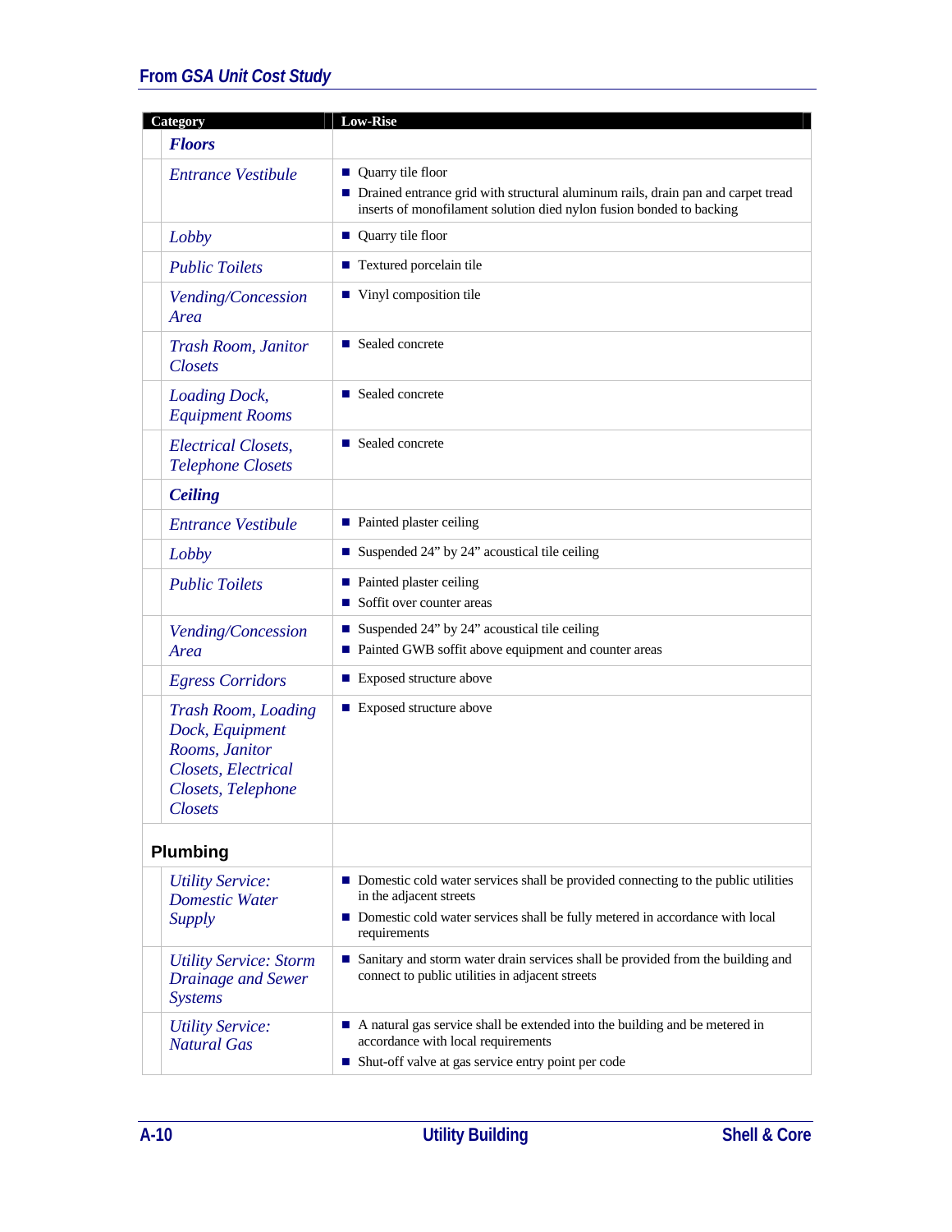| Category | Low-Rise |
| --- | --- |
| ***Floors*** | |
| *Entrance Vestibule* | ■ Quarry tile floor<br>■ Drained entrance grid with structural aluminum rails, drain pan and carpet tread inserts of monofilament solution died nylon fusion bonded to backing |
| *Lobby* | ■ Quarry tile floor |
| *Public Toilets* | ■ Textured porcelain tile |
| *Vending/Concession Area* | ■ Vinyl composition tile |
| *Trash Room, Janitor Closets* | ■ Sealed concrete |
| *Loading Dock, Equipment Rooms* | ■ Sealed concrete |
| *Electrical Closets, Telephone Closets* | ■ Sealed concrete |
| ***Ceiling*** | |
| *Entrance Vestibule* | ■ Painted plaster ceiling |
| *Lobby* | ■ Suspended 24" by 24" acoustical tile ceiling |
| *Public Toilets* | ■ Painted plaster ceiling<br>■ Soffit over counter areas |
| *Vending/Concession Area* | ■ Suspended 24" by 24" acoustical tile ceiling<br>■ Painted GWB soffit above equipment and counter areas |
| *Egress Corridors* | ■ Exposed structure above |
| *Trash Room, Loading Dock, Equipment Rooms, Janitor Closets, Electrical Closets, Telephone Closets* | ■ Exposed structure above |
| **Plumbing** | |
| *Utility Service: Domestic Water Supply* | ■ Domestic cold water services shall be provided connecting to the public utilities in the adjacent streets<br>■ Domestic cold water services shall be fully metered in accordance with local requirements |
| *Utility Service: Storm Drainage and Sewer Systems* | ■ Sanitary and storm water drain services shall be provided from the building and connect to public utilities in adjacent streets |
| *Utility Service: Natural Gas* | ■ A natural gas service shall be extended into the building and be metered in accordance with local requirements<br>■ Shut-off valve at gas service entry point per code |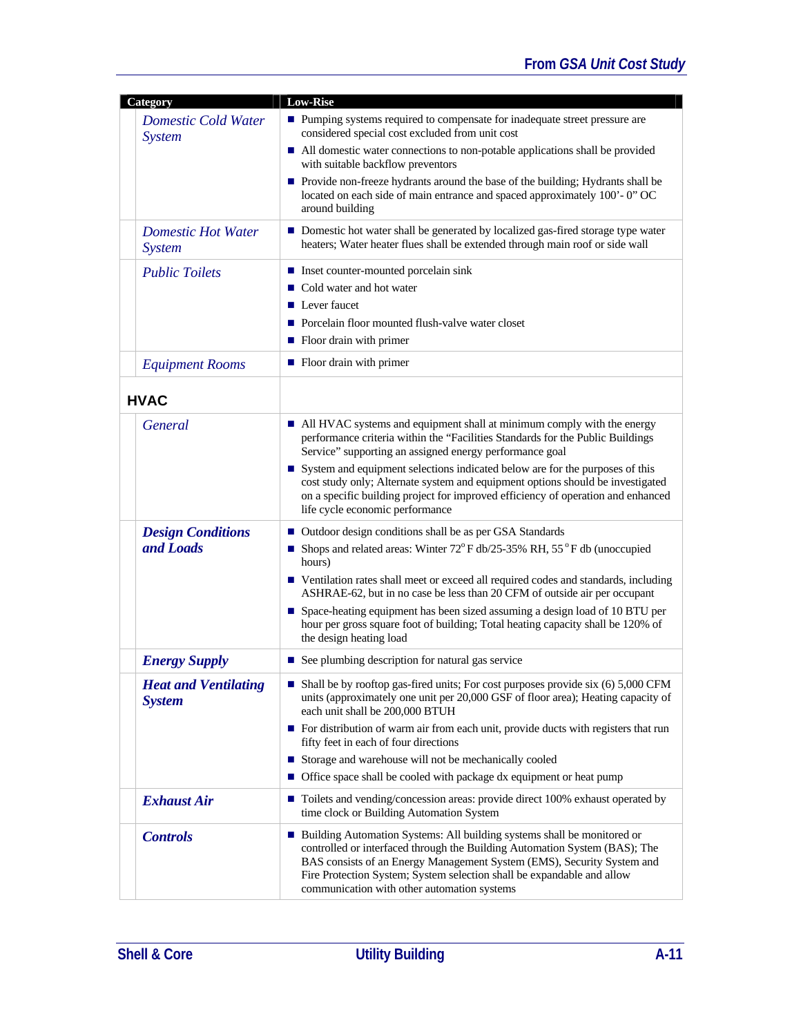| Category | Low-Rise |
|---|---|
| *Domestic Cold Water System* | ■ Pumping systems required to compensate for inadequate street pressure are considered special cost excluded from unit cost<br>■ All domestic water connections to non-potable applications shall be provided with suitable backflow preventors<br>■ Provide non-freeze hydrants around the base of the building; Hydrants shall be located on each side of main entrance and spaced approximately 100'- 0" OC around building |
| *Domestic Hot Water System* | ■ Domestic hot water shall be generated by localized gas-fired storage type water heaters; Water heater flues shall be extended through main roof or side wall |
| *Public Toilets* | ■ Inset counter-mounted porcelain sink<br>■ Cold water and hot water<br>■ Lever faucet<br>■ Porcelain floor mounted flush-valve water closet<br>■ Floor drain with primer |
| *Equipment Rooms* | ■ Floor drain with primer |
| **HVAC** | |
| *General* | ■ All HVAC systems and equipment shall at minimum comply with the energy performance criteria within the "Facilities Standards for the Public Buildings Service" supporting an assigned energy performance goal<br>■ System and equipment selections indicated below are for the purposes of this cost study only; Alternate system and equipment options should be investigated on a specific building project for improved efficiency of operation and enhanced life cycle economic performance |
| ***Design Conditions and Loads*** | ■ Outdoor design conditions shall be as per GSA Standards<br>■ Shops and related areas: Winter 72° F db/25-35% RH, 55° F db (unoccupied hours)<br>■ Ventilation rates shall meet or exceed all required codes and standards, including ASHRAE-62, but in no case be less than 20 CFM of outside air per occupant<br>■ Space-heating equipment has been sized assuming a design load of 10 BTU per hour per gross square foot of building; Total heating capacity shall be 120% of the design heating load |
| ***Energy Supply*** | ■ See plumbing description for natural gas service |
| ***Heat and Ventilating System*** | ■ Shall be by rooftop gas-fired units; For cost purposes provide six (6) 5,000 CFM units (approximately one unit per 20,000 GSF of floor area); Heating capacity of each unit shall be 200,000 BTUH<br>■ For distribution of warm air from each unit, provide ducts with registers that run fifty feet in each of four directions<br>■ Storage and warehouse will not be mechanically cooled<br>■ Office space shall be cooled with package dx equipment or heat pump |
| ***Exhaust Air*** | ■ Toilets and vending/concession areas: provide direct 100% exhaust operated by time clock or Building Automation System |
| ***Controls*** | ■ Building Automation Systems: All building systems shall be monitored or controlled or interfaced through the Building Automation System (BAS); The BAS consists of an Energy Management System (EMS), Security System and Fire Protection System; System selection shall be expandable and allow communication with other automation systems |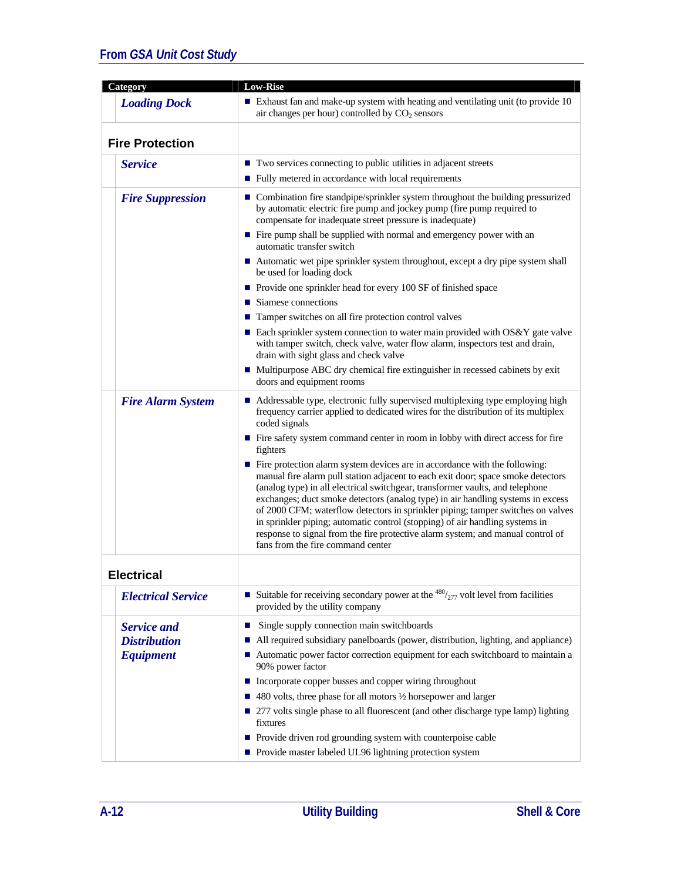| Category | Low-Rise |
|---|---|
| ***Loading Dock*** | ■ Exhaust fan and make-up system with heating and ventilating unit (to provide 10 air changes per hour) controlled by $CO_2$ sensors |
| **Fire Protection** | |
| ***Service*** | ■ Two services connecting to public utilities in adjacent streets<br>■ Fully metered in accordance with local requirements |
| ***Fire Suppression*** | ■ Combination fire standpipe/sprinkler system throughout the building pressurized by automatic electric fire pump and jockey pump (fire pump required to compensate for inadequate street pressure is inadequate)<br>■ Fire pump shall be supplied with normal and emergency power with an automatic transfer switch<br>■ Automatic wet pipe sprinkler system throughout, except a dry pipe system shall be used for loading dock<br>■ Provide one sprinkler head for every 100 SF of finished space<br>■ Siamese connections<br>■ Tamper switches on all fire protection control valves<br>■ Each sprinkler system connection to water main provided with OS&Y gate valve with tamper switch, check valve, water flow alarm, inspectors test and drain, drain with sight glass and check valve<br>■ Multipurpose ABC dry chemical fire extinguisher in recessed cabinets by exit doors and equipment rooms |
| ***Fire Alarm System*** | ■ Addressable type, electronic fully supervised multiplexing type employing high frequency carrier applied to dedicated wires for the distribution of its multiplex coded signals<br>■ Fire safety system command center in room in lobby with direct access for fire fighters<br>■ Fire protection alarm system devices are in accordance with the following: manual fire alarm pull station adjacent to each exit door; space smoke detectors (analog type) in all electrical switchgear, transformer vaults, and telephone exchanges; duct smoke detectors (analog type) in air handling systems in excess of 2000 CFM; waterflow detectors in sprinkler piping; tamper switches on valves in sprinkler piping; automatic control (stopping) of air handling systems in response to signal from the fire protective alarm system; and manual control of fans from the fire command center |
| **Electrical** | |
| ***Electrical Service*** | ■ Suitable for receiving secondary power at the $^{480}/_{277}$ volt level from facilities provided by the utility company |
| ***Service and Distribution Equipment*** | ■ Single supply connection main switchboards<br>■ All required subsidiary panelboards (power, distribution, lighting, and appliance)<br>■ Automatic power factor correction equipment for each switchboard to maintain a 90% power factor<br>■ Incorporate copper busses and copper wiring throughout<br>■ 480 volts, three phase for all motors ½ horsepower and larger<br>■ 277 volts single phase to all fluorescent (and other discharge type lamp) lighting fixtures<br>■ Provide driven rod grounding system with counterpoise cable<br>■ Provide master labeled UL96 lightning protection system |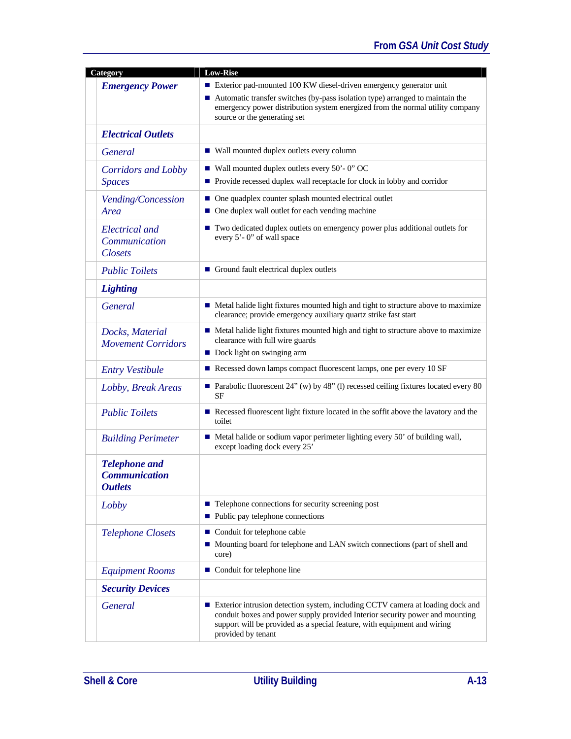| Category | Low-Rise |
|---|---|
| ***Emergency Power*** | ■ Exterior pad-mounted 100 KW diesel-driven emergency generator unit<br>■ Automatic transfer switches (by-pass isolation type) arranged to maintain the emergency power distribution system energized from the normal utility company source or the generating set |
| ***Electrical Outlets*** | |
| *General* | ■ Wall mounted duplex outlets every column |
| *Corridors and Lobby Spaces* | ■ Wall mounted duplex outlets every 50'- 0" OC<br>■ Provide recessed duplex wall receptacle for clock in lobby and corridor |
| *Vending/Concession Area* | ■ One quadplex counter splash mounted electrical outlet<br>■ One duplex wall outlet for each vending machine |
| *Electrical and Communication Closets* | ■ Two dedicated duplex outlets on emergency power plus additional outlets for every 5'- 0" of wall space |
| *Public Toilets* | ■ Ground fault electrical duplex outlets |
| ***Lighting*** | |
| *General* | ■ Metal halide light fixtures mounted high and tight to structure above to maximize clearance; provide emergency auxiliary quartz strike fast start |
| *Docks, Material Movement Corridors* | ■ Metal halide light fixtures mounted high and tight to structure above to maximize clearance with full wire guards<br>■ Dock light on swinging arm |
| *Entry Vestibule* | ■ Recessed down lamps compact fluorescent lamps, one per every 10 SF |
| *Lobby, Break Areas* | ■ Parabolic fluorescent 24" (w) by 48" (l) recessed ceiling fixtures located every 80 SF |
| *Public Toilets* | ■ Recessed fluorescent light fixture located in the soffit above the lavatory and the toilet |
| *Building Perimeter* | ■ Metal halide or sodium vapor perimeter lighting every 50' of building wall, except loading dock every 25' |
| ***Telephone and Communication Outlets*** | |
| *Lobby* | ■ Telephone connections for security screening post<br>■ Public pay telephone connections |
| *Telephone Closets* | ■ Conduit for telephone cable<br>■ Mounting board for telephone and LAN switch connections (part of shell and core) |
| *Equipment Rooms* | ■ Conduit for telephone line |
| ***Security Devices*** | |
| *General* | ■ Exterior intrusion detection system, including CCTV camera at loading dock and conduit boxes and power supply provided Interior security power and mounting support will be provided as a special feature, with equipment and wiring provided by tenant |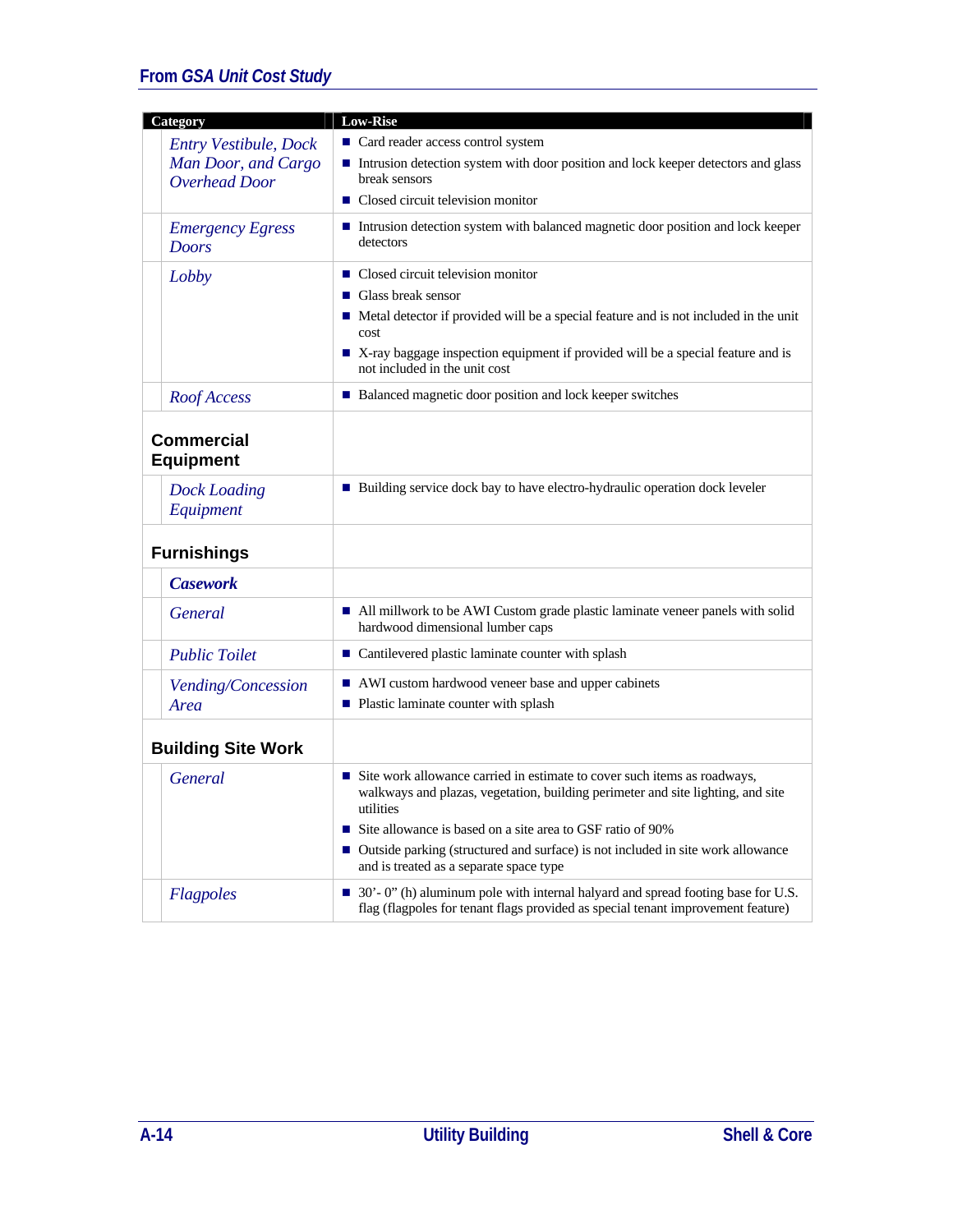| Category | Low-Rise |
|---|---|
| *Entry Vestibule, Dock Man Door, and Cargo Overhead Door* | ■ Card reader access control system<br>■ Intrusion detection system with door position and lock keeper detectors and glass break sensors<br>■ Closed circuit television monitor |
| *Emergency Egress Doors* | ■ Intrusion detection system with balanced magnetic door position and lock keeper detectors |
| *Lobby* | ■ Closed circuit television monitor<br>■ Glass break sensor<br>■ Metal detector if provided will be a special feature and is not included in the unit cost<br>■ X-ray baggage inspection equipment if provided will be a special feature and is not included in the unit cost |
| *Roof Access* | ■ Balanced magnetic door position and lock keeper switches |
| **Commercial Equipment** | |
| *Dock Loading Equipment* | ■ Building service dock bay to have electro-hydraulic operation dock leveler |
| **Furnishings** | |
| ***Casework*** | |
| *General* | ■ All millwork to be AWI Custom grade plastic laminate veneer panels with solid hardwood dimensional lumber caps |
| *Public Toilet* | ■ Cantilevered plastic laminate counter with splash |
| *Vending/Concession Area* | ■ AWI custom hardwood veneer base and upper cabinets<br>■ Plastic laminate counter with splash |
| **Building Site Work** | |
| *General* | ■ Site work allowance carried in estimate to cover such items as roadways, walkways and plazas, vegetation, building perimeter and site lighting, and site utilities<br>■ Site allowance is based on a site area to GSF ratio of 90%<br>■ Outside parking (structured and surface) is not included in site work allowance and is treated as a separate space type |
| *Flagpoles* | ■ 30'- 0" (h) aluminum pole with internal halyard and spread footing base for U.S. flag (flagpoles for tenant flags provided as special tenant improvement feature) |